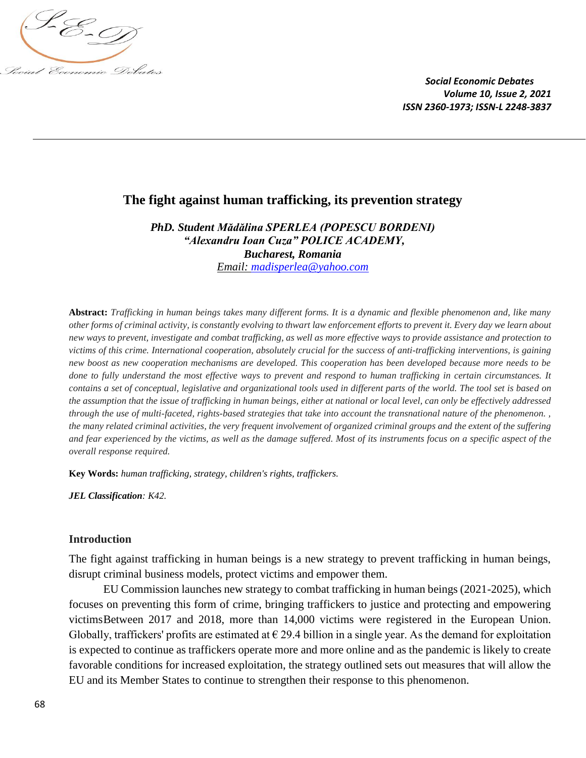# The fight against human trafficking, its prevention strategy

***PhD. Student Mădălina SPERLEA (POPESCU BORDENI)***
***"Alexandru Ioan Cuza" POLICE ACADEMY,***
***Bucharest, Romania***
*Email: madisperlea@yahoo.com*

**Abstract:** *Trafficking in human beings takes many different forms. It is a dynamic and flexible phenomenon and, like many other forms of criminal activity, is constantly evolving to thwart law enforcement efforts to prevent it. Every day we learn about new ways to prevent, investigate and combat trafficking, as well as more effective ways to provide assistance and protection to victims of this crime. International cooperation, absolutely crucial for the success of anti-trafficking interventions, is gaining new boost as new cooperation mechanisms are developed. This cooperation has been developed because more needs to be done to fully understand the most effective ways to prevent and respond to human trafficking in certain circumstances. It contains a set of conceptual, legislative and organizational tools used in different parts of the world. The tool set is based on the assumption that the issue of trafficking in human beings, either at national or local level, can only be effectively addressed through the use of multi-faceted, rights-based strategies that take into account the transnational nature of the phenomenon. , the many related criminal activities, the very frequent involvement of organized criminal groups and the extent of the suffering and fear experienced by the victims, as well as the damage suffered. Most of its instruments focus on a specific aspect of the overall response required.*

**Key Words:** *human trafficking, strategy, children's rights, traffickers.*

***JEL Classification**: K42.*

## Introduction

The fight against trafficking in human beings is a new strategy to prevent trafficking in human beings, disrupt criminal business models, protect victims and empower them.

EU Commission launches new strategy to combat trafficking in human beings (2021-2025), which focuses on preventing this form of crime, bringing traffickers to justice and protecting and empowering victimsBetween 2017 and 2018, more than 14,000 victims were registered in the European Union. Globally, traffickers' profits are estimated at € 29.4 billion in a single year. As the demand for exploitation is expected to continue as traffickers operate more and more online and as the pandemic is likely to create favorable conditions for increased exploitation, the strategy outlined sets out measures that will allow the EU and its Member States to continue to strengthen their response to this phenomenon.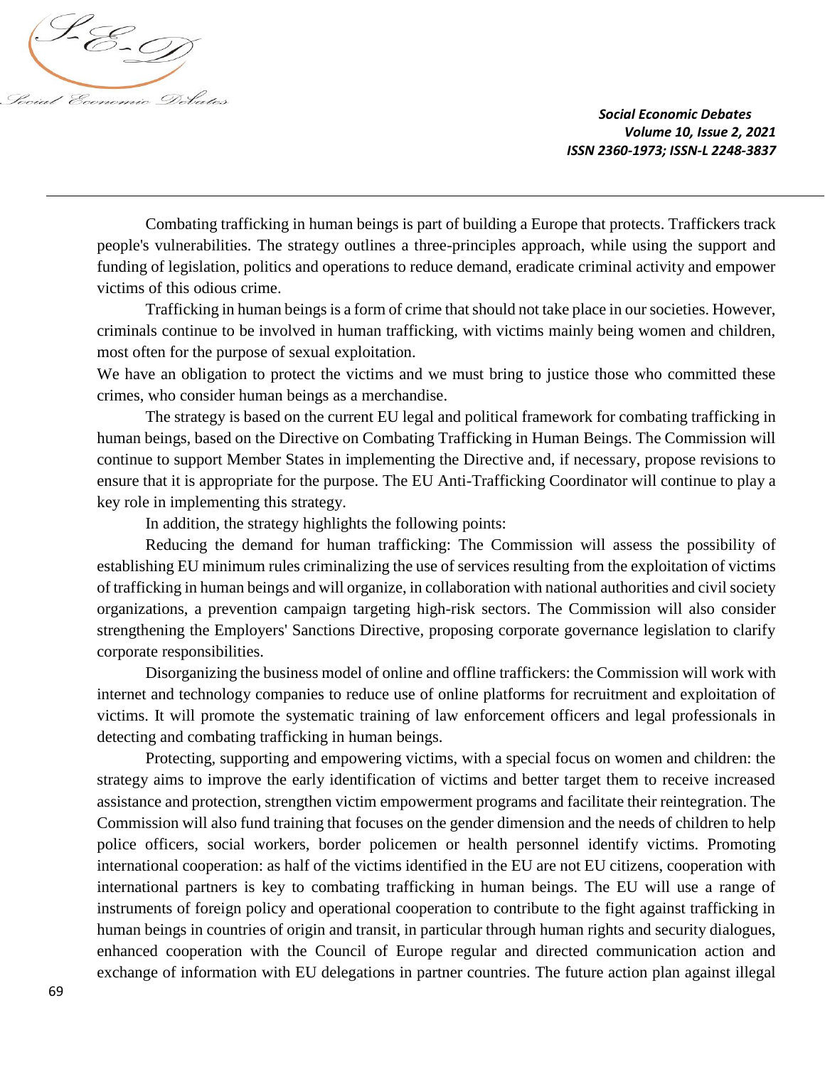Combating trafficking in human beings is part of building a Europe that protects. Traffickers track people's vulnerabilities. The strategy outlines a three-principles approach, while using the support and funding of legislation, politics and operations to reduce demand, eradicate criminal activity and empower victims of this odious crime.

Trafficking in human beings is a form of crime that should not take place in our societies. However, criminals continue to be involved in human trafficking, with victims mainly being women and children, most often for the purpose of sexual exploitation.

We have an obligation to protect the victims and we must bring to justice those who committed these crimes, who consider human beings as a merchandise.

The strategy is based on the current EU legal and political framework for combating trafficking in human beings, based on the Directive on Combating Trafficking in Human Beings. The Commission will continue to support Member States in implementing the Directive and, if necessary, propose revisions to ensure that it is appropriate for the purpose. The EU Anti-Trafficking Coordinator will continue to play a key role in implementing this strategy.

In addition, the strategy highlights the following points:

Reducing the demand for human trafficking: The Commission will assess the possibility of establishing EU minimum rules criminalizing the use of services resulting from the exploitation of victims of trafficking in human beings and will organize, in collaboration with national authorities and civil society organizations, a prevention campaign targeting high-risk sectors. The Commission will also consider strengthening the Employers' Sanctions Directive, proposing corporate governance legislation to clarify corporate responsibilities.

Disorganizing the business model of online and offline traffickers: the Commission will work with internet and technology companies to reduce use of online platforms for recruitment and exploitation of victims. It will promote the systematic training of law enforcement officers and legal professionals in detecting and combating trafficking in human beings.

Protecting, supporting and empowering victims, with a special focus on women and children: the strategy aims to improve the early identification of victims and better target them to receive increased assistance and protection, strengthen victim empowerment programs and facilitate their reintegration. The Commission will also fund training that focuses on the gender dimension and the needs of children to help police officers, social workers, border policemen or health personnel identify victims. Promoting international cooperation: as half of the victims identified in the EU are not EU citizens, cooperation with international partners is key to combating trafficking in human beings. The EU will use a range of instruments of foreign policy and operational cooperation to contribute to the fight against trafficking in human beings in countries of origin and transit, in particular through human rights and security dialogues, enhanced cooperation with the Council of Europe regular and directed communication action and exchange of information with EU delegations in partner countries. The future action plan against illegal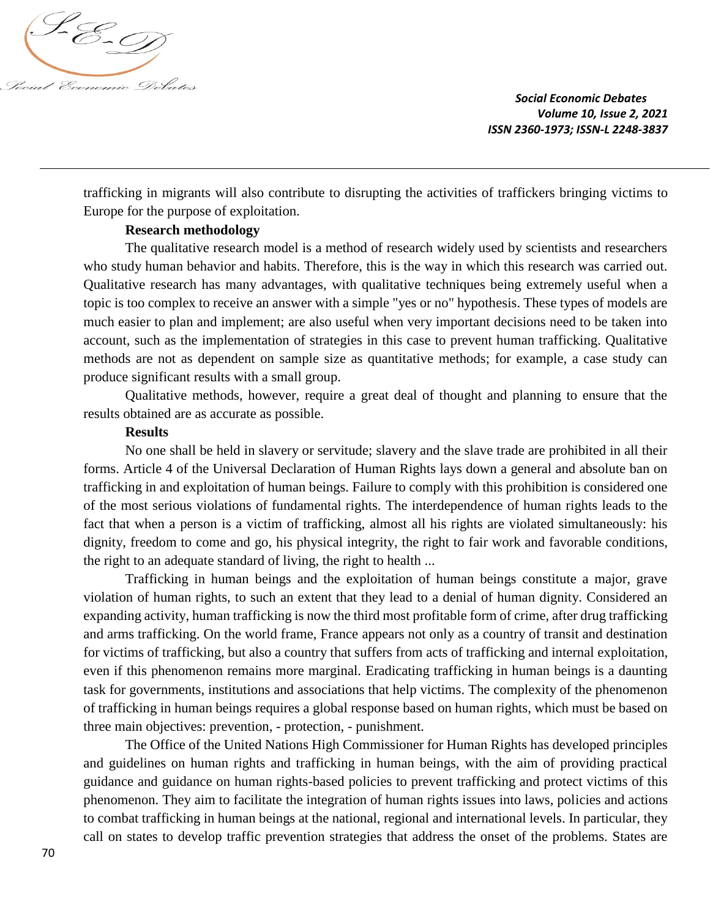trafficking in migrants will also contribute to disrupting the activities of traffickers bringing victims to Europe for the purpose of exploitation.

**Research methodology**

The qualitative research model is a method of research widely used by scientists and researchers who study human behavior and habits. Therefore, this is the way in which this research was carried out. Qualitative research has many advantages, with qualitative techniques being extremely useful when a topic is too complex to receive an answer with a simple "yes or no" hypothesis. These types of models are much easier to plan and implement; are also useful when very important decisions need to be taken into account, such as the implementation of strategies in this case to prevent human trafficking. Qualitative methods are not as dependent on sample size as quantitative methods; for example, a case study can produce significant results with a small group.

Qualitative methods, however, require a great deal of thought and planning to ensure that the results obtained are as accurate as possible.

**Results**

No one shall be held in slavery or servitude; slavery and the slave trade are prohibited in all their forms. Article 4 of the Universal Declaration of Human Rights lays down a general and absolute ban on trafficking in and exploitation of human beings. Failure to comply with this prohibition is considered one of the most serious violations of fundamental rights. The interdependence of human rights leads to the fact that when a person is a victim of trafficking, almost all his rights are violated simultaneously: his dignity, freedom to come and go, his physical integrity, the right to fair work and favorable conditions, the right to an adequate standard of living, the right to health ...

Trafficking in human beings and the exploitation of human beings constitute a major, grave violation of human rights, to such an extent that they lead to a denial of human dignity. Considered an expanding activity, human trafficking is now the third most profitable form of crime, after drug trafficking and arms trafficking. On the world frame, France appears not only as a country of transit and destination for victims of trafficking, but also a country that suffers from acts of trafficking and internal exploitation, even if this phenomenon remains more marginal. Eradicating trafficking in human beings is a daunting task for governments, institutions and associations that help victims. The complexity of the phenomenon of trafficking in human beings requires a global response based on human rights, which must be based on three main objectives: prevention, - protection, - punishment.

The Office of the United Nations High Commissioner for Human Rights has developed principles and guidelines on human rights and trafficking in human beings, with the aim of providing practical guidance and guidance on human rights-based policies to prevent trafficking and protect victims of this phenomenon. They aim to facilitate the integration of human rights issues into laws, policies and actions to combat trafficking in human beings at the national, regional and international levels. In particular, they call on states to develop traffic prevention strategies that address the onset of the problems. States are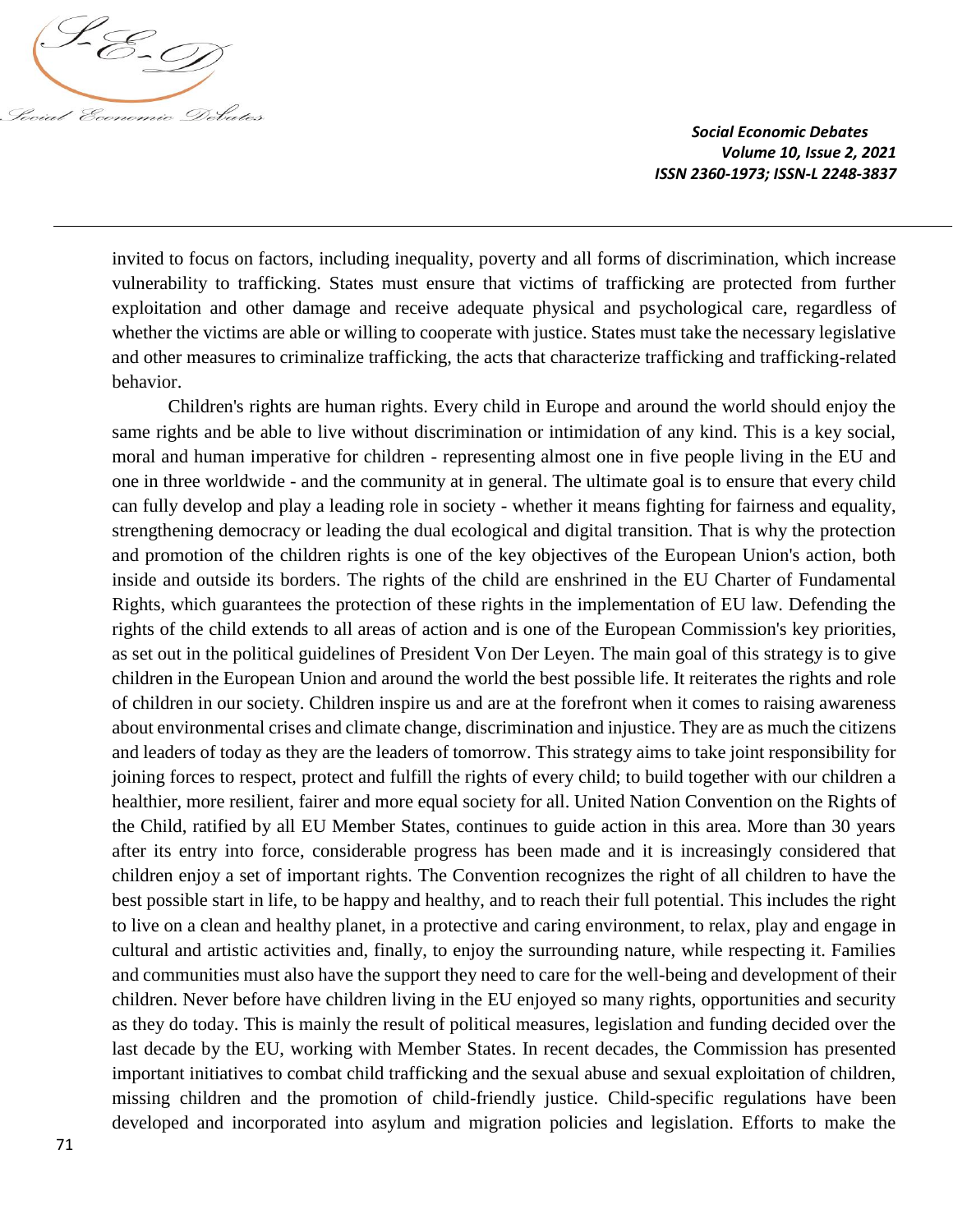invited to focus on factors, including inequality, poverty and all forms of discrimination, which increase vulnerability to trafficking. States must ensure that victims of trafficking are protected from further exploitation and other damage and receive adequate physical and psychological care, regardless of whether the victims are able or willing to cooperate with justice. States must take the necessary legislative and other measures to criminalize trafficking, the acts that characterize trafficking and trafficking-related behavior.

Children's rights are human rights. Every child in Europe and around the world should enjoy the same rights and be able to live without discrimination or intimidation of any kind. This is a key social, moral and human imperative for children - representing almost one in five people living in the EU and one in three worldwide - and the community at in general. The ultimate goal is to ensure that every child can fully develop and play a leading role in society - whether it means fighting for fairness and equality, strengthening democracy or leading the dual ecological and digital transition. That is why the protection and promotion of the children rights is one of the key objectives of the European Union's action, both inside and outside its borders. The rights of the child are enshrined in the EU Charter of Fundamental Rights, which guarantees the protection of these rights in the implementation of EU law. Defending the rights of the child extends to all areas of action and is one of the European Commission's key priorities, as set out in the political guidelines of President Von Der Leyen. The main goal of this strategy is to give children in the European Union and around the world the best possible life. It reiterates the rights and role of children in our society. Children inspire us and are at the forefront when it comes to raising awareness about environmental crises and climate change, discrimination and injustice. They are as much the citizens and leaders of today as they are the leaders of tomorrow. This strategy aims to take joint responsibility for joining forces to respect, protect and fulfill the rights of every child; to build together with our children a healthier, more resilient, fairer and more equal society for all. United Nation Convention on the Rights of the Child, ratified by all EU Member States, continues to guide action in this area. More than 30 years after its entry into force, considerable progress has been made and it is increasingly considered that children enjoy a set of important rights. The Convention recognizes the right of all children to have the best possible start in life, to be happy and healthy, and to reach their full potential. This includes the right to live on a clean and healthy planet, in a protective and caring environment, to relax, play and engage in cultural and artistic activities and, finally, to enjoy the surrounding nature, while respecting it. Families and communities must also have the support they need to care for the well-being and development of their children. Never before have children living in the EU enjoyed so many rights, opportunities and security as they do today. This is mainly the result of political measures, legislation and funding decided over the last decade by the EU, working with Member States. In recent decades, the Commission has presented important initiatives to combat child trafficking and the sexual abuse and sexual exploitation of children, missing children and the promotion of child-friendly justice. Child-specific regulations have been developed and incorporated into asylum and migration policies and legislation. Efforts to make the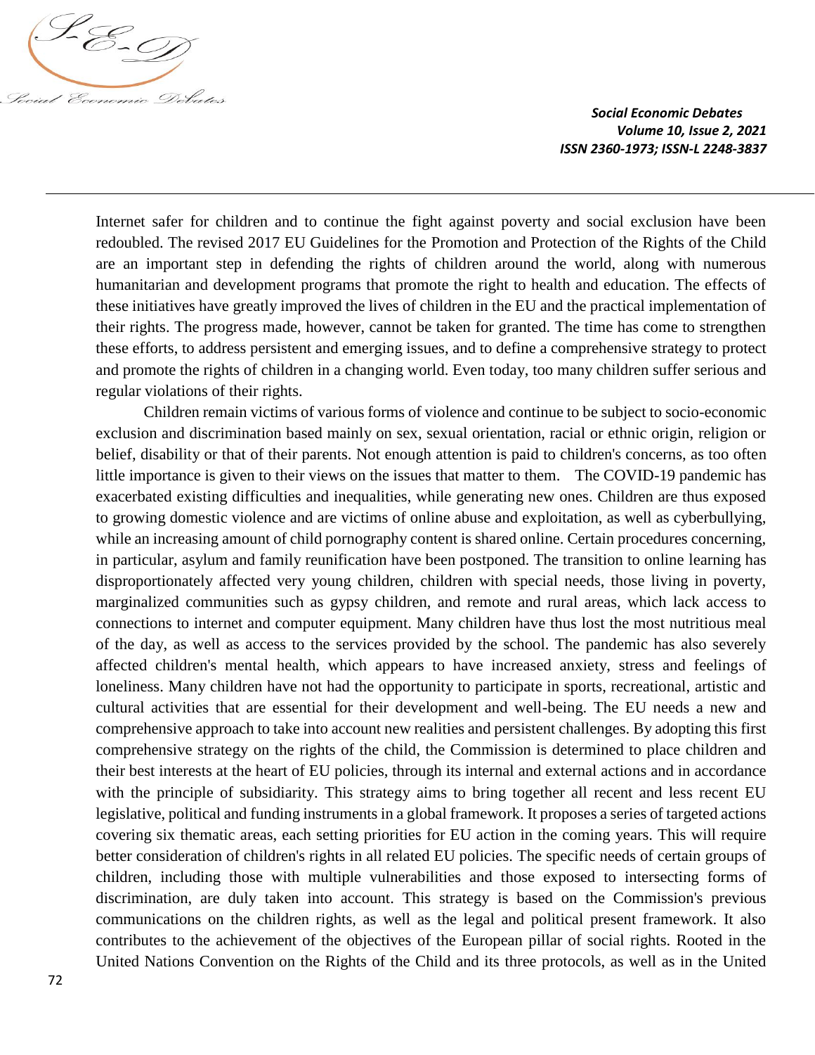Internet safer for children and to continue the fight against poverty and social exclusion have been redoubled. The revised 2017 EU Guidelines for the Promotion and Protection of the Rights of the Child are an important step in defending the rights of children around the world, along with numerous humanitarian and development programs that promote the right to health and education. The effects of these initiatives have greatly improved the lives of children in the EU and the practical implementation of their rights. The progress made, however, cannot be taken for granted. The time has come to strengthen these efforts, to address persistent and emerging issues, and to define a comprehensive strategy to protect and promote the rights of children in a changing world. Even today, too many children suffer serious and regular violations of their rights.

Children remain victims of various forms of violence and continue to be subject to socio-economic exclusion and discrimination based mainly on sex, sexual orientation, racial or ethnic origin, religion or belief, disability or that of their parents. Not enough attention is paid to children's concerns, as too often little importance is given to their views on the issues that matter to them. The COVID-19 pandemic has exacerbated existing difficulties and inequalities, while generating new ones. Children are thus exposed to growing domestic violence and are victims of online abuse and exploitation, as well as cyberbullying, while an increasing amount of child pornography content is shared online. Certain procedures concerning, in particular, asylum and family reunification have been postponed. The transition to online learning has disproportionately affected very young children, children with special needs, those living in poverty, marginalized communities such as gypsy children, and remote and rural areas, which lack access to connections to internet and computer equipment. Many children have thus lost the most nutritious meal of the day, as well as access to the services provided by the school. The pandemic has also severely affected children's mental health, which appears to have increased anxiety, stress and feelings of loneliness. Many children have not had the opportunity to participate in sports, recreational, artistic and cultural activities that are essential for their development and well-being. The EU needs a new and comprehensive approach to take into account new realities and persistent challenges. By adopting this first comprehensive strategy on the rights of the child, the Commission is determined to place children and their best interests at the heart of EU policies, through its internal and external actions and in accordance with the principle of subsidiarity. This strategy aims to bring together all recent and less recent EU legislative, political and funding instruments in a global framework. It proposes a series of targeted actions covering six thematic areas, each setting priorities for EU action in the coming years. This will require better consideration of children's rights in all related EU policies. The specific needs of certain groups of children, including those with multiple vulnerabilities and those exposed to intersecting forms of discrimination, are duly taken into account. This strategy is based on the Commission's previous communications on the children rights, as well as the legal and political present framework. It also contributes to the achievement of the objectives of the European pillar of social rights. Rooted in the United Nations Convention on the Rights of the Child and its three protocols, as well as in the United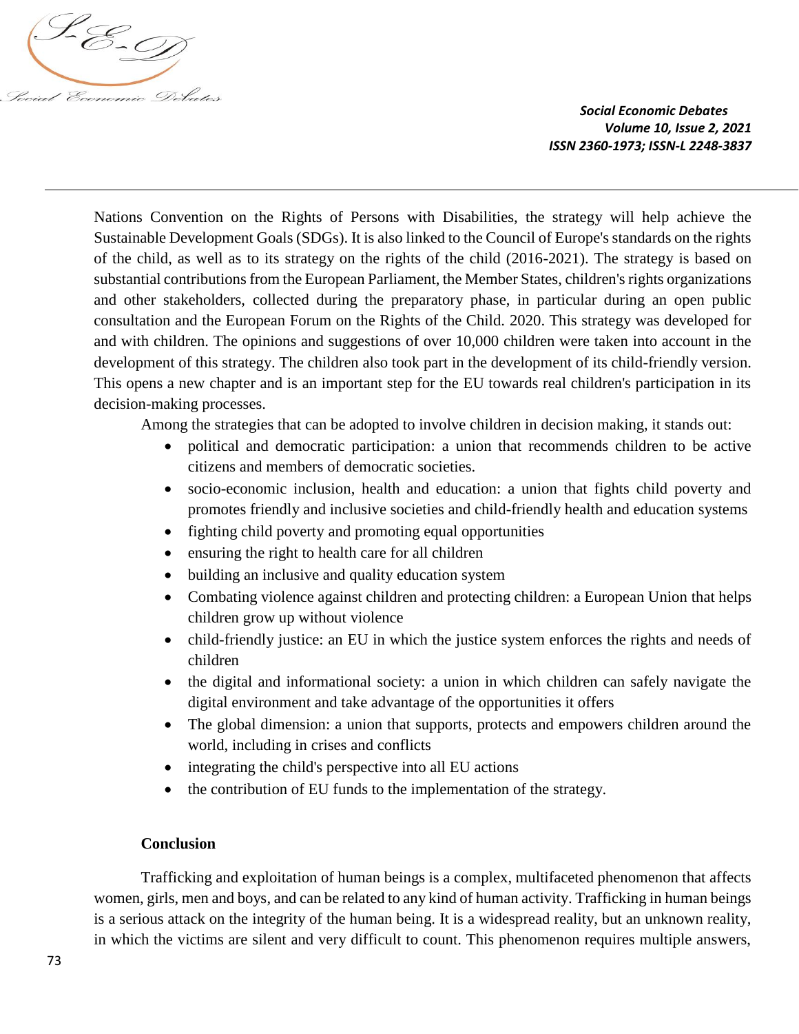Nations Convention on the Rights of Persons with Disabilities, the strategy will help achieve the Sustainable Development Goals (SDGs). It is also linked to the Council of Europe's standards on the rights of the child, as well as to its strategy on the rights of the child (2016-2021). The strategy is based on substantial contributions from the European Parliament, the Member States, children's rights organizations and other stakeholders, collected during the preparatory phase, in particular during an open public consultation and the European Forum on the Rights of the Child. 2020. This strategy was developed for and with children. The opinions and suggestions of over 10,000 children were taken into account in the development of this strategy. The children also took part in the development of its child-friendly version. This opens a new chapter and is an important step for the EU towards real children's participation in its decision-making processes.

Among the strategies that can be adopted to involve children in decision making, it stands out:

- political and democratic participation: a union that recommends children to be active citizens and members of democratic societies.
- socio-economic inclusion, health and education: a union that fights child poverty and promotes friendly and inclusive societies and child-friendly health and education systems
- fighting child poverty and promoting equal opportunities
- ensuring the right to health care for all children
- building an inclusive and quality education system
- Combating violence against children and protecting children: a European Union that helps children grow up without violence
- child-friendly justice: an EU in which the justice system enforces the rights and needs of children
- the digital and informational society: a union in which children can safely navigate the digital environment and take advantage of the opportunities it offers
- The global dimension: a union that supports, protects and empowers children around the world, including in crises and conflicts
- integrating the child's perspective into all EU actions
- the contribution of EU funds to the implementation of the strategy.

## Conclusion

Trafficking and exploitation of human beings is a complex, multifaceted phenomenon that affects women, girls, men and boys, and can be related to any kind of human activity. Trafficking in human beings is a serious attack on the integrity of the human being. It is a widespread reality, but an unknown reality, in which the victims are silent and very difficult to count. This phenomenon requires multiple answers,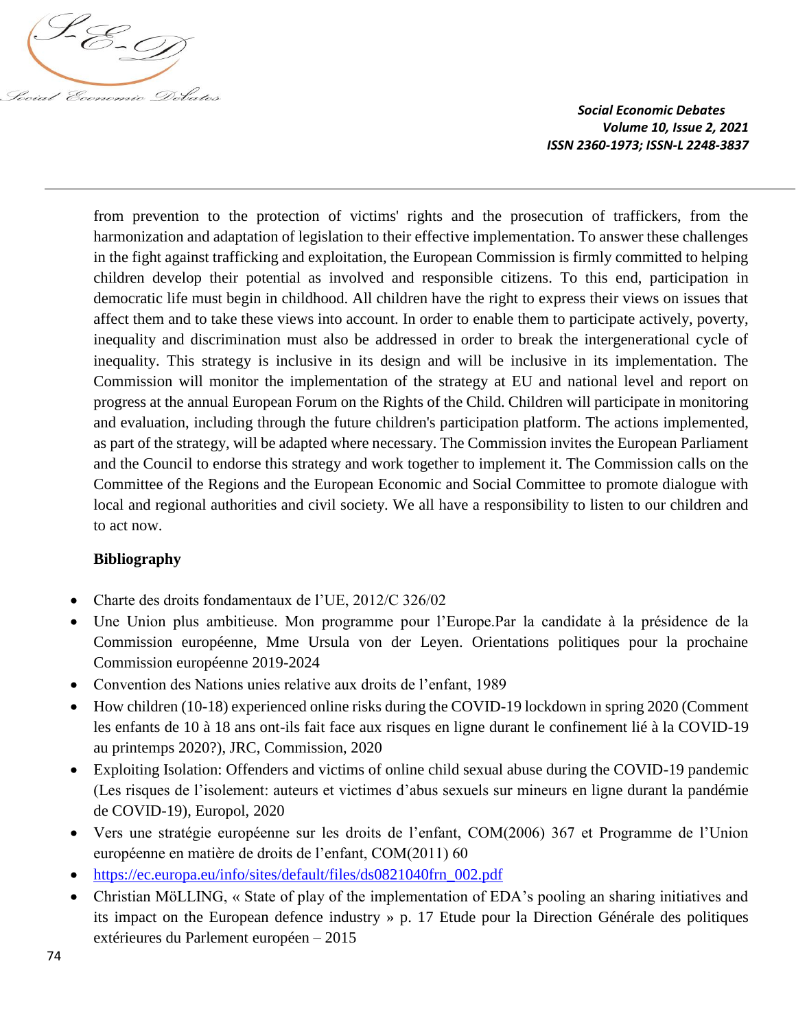from prevention to the protection of victims' rights and the prosecution of traffickers, from the harmonization and adaptation of legislation to their effective implementation. To answer these challenges in the fight against trafficking and exploitation, the European Commission is firmly committed to helping children develop their potential as involved and responsible citizens. To this end, participation in democratic life must begin in childhood. All children have the right to express their views on issues that affect them and to take these views into account. In order to enable them to participate actively, poverty, inequality and discrimination must also be addressed in order to break the intergenerational cycle of inequality. This strategy is inclusive in its design and will be inclusive in its implementation. The Commission will monitor the implementation of the strategy at EU and national level and report on progress at the annual European Forum on the Rights of the Child. Children will participate in monitoring and evaluation, including through the future children's participation platform. The actions implemented, as part of the strategy, will be adapted where necessary. The Commission invites the European Parliament and the Council to endorse this strategy and work together to implement it. The Commission calls on the Committee of the Regions and the European Economic and Social Committee to promote dialogue with local and regional authorities and civil society. We all have a responsibility to listen to our children and to act now.

**Bibliography**

- Charte des droits fondamentaux de l'UE, 2012/C 326/02
- Une Union plus ambitieuse. Mon programme pour l'Europe.Par la candidate à la présidence de la Commission européenne, Mme Ursula von der Leyen. Orientations politiques pour la prochaine Commission européenne 2019-2024
- Convention des Nations unies relative aux droits de l'enfant, 1989
- How children (10-18) experienced online risks during the COVID-19 lockdown in spring 2020 (Comment les enfants de 10 à 18 ans ont-ils fait face aux risques en ligne durant le confinement lié à la COVID-19 au printemps 2020?), JRC, Commission, 2020
- Exploiting Isolation: Offenders and victims of online child sexual abuse during the COVID-19 pandemic (Les risques de l'isolement: auteurs et victimes d'abus sexuels sur mineurs en ligne durant la pandémie de COVID-19), Europol, 2020
- Vers une stratégie européenne sur les droits de l'enfant, COM(2006) 367 et Programme de l'Union européenne en matière de droits de l'enfant, COM(2011) 60
- https://ec.europa.eu/info/sites/default/files/ds0821040frn_002.pdf
- Christian MöLLING, « State of play of the implementation of EDA's pooling an sharing initiatives and its impact on the European defence industry » p. 17 Etude pour la Direction Générale des politiques extérieures du Parlement européen – 2015